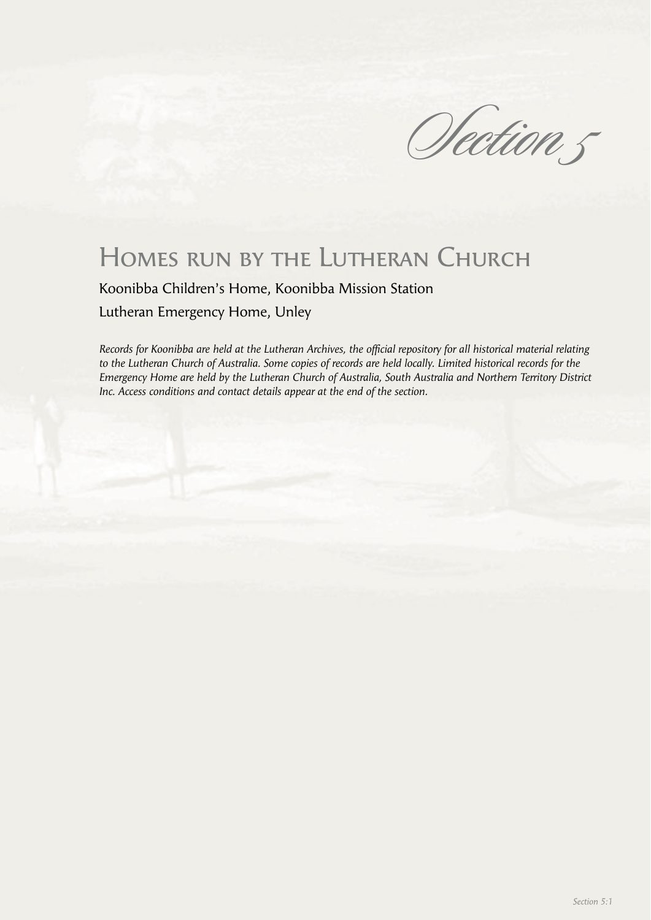# Section 5

## Homes run by the Lutheran Church

Koonibba Children's Home, Koonibba Mission Station

Lutheran Emergency Home, Unley

*Records for Koonibba are held at the Lutheran Archives, the official repository for all historical material relating to the Lutheran Church of Australia. Some copies of records are held locally. Limited historical records for the Emergency Home are held by the Lutheran Church of Australia, South Australia and Northern Territory District Inc. Access conditions and contact details appear at the end of the section.*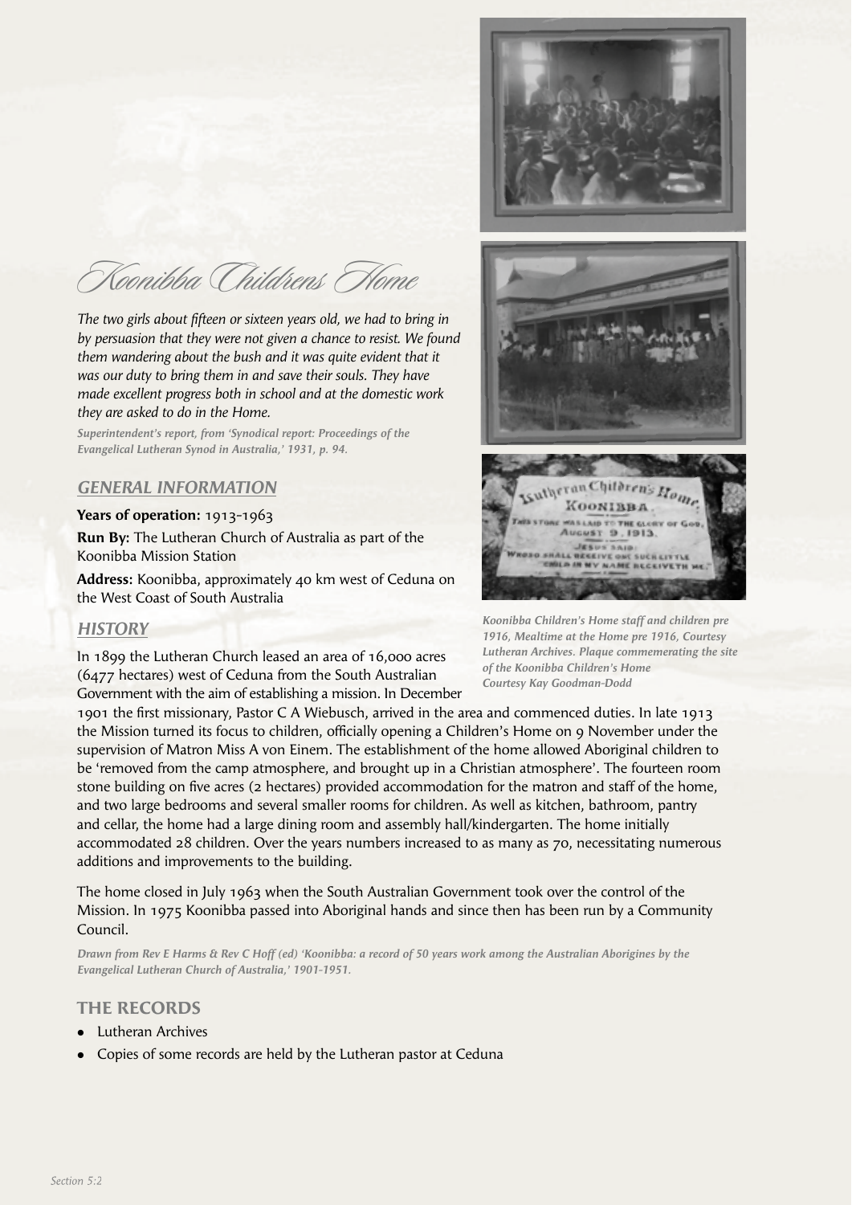# Koonibba Childrens Home

*The two girls about fifteen or sixteen years old, we had to bring in by persuasion that they were not given a chance to resist. We found them wandering about the bush and it was quite evident that it was our duty to bring them in and save their souls. They have made excellent progress both in school and at the domestic work they are asked to do in the Home.*

***Superintendent's report, from 'Synodical report: Proceedings of the Evangelical Lutheran Synod in Australia,' 1931, p. 94.***

## GENERAL INFORMATION

**Years of operation:** 1913-1963

**Run By:** The Lutheran Church of Australia as part of the Koonibba Mission Station

**Address:** Koonibba, approximately 40 km west of Ceduna on the West Coast of South Australia

## HISTORY

In 1899 the Lutheran Church leased an area of 16,000 acres (6477 hectares) west of Ceduna from the South Australian Government with the aim of establishing a mission. In December 1901 the first missionary, Pastor C A Wiebusch, arrived in the area and commenced duties. In late 1913 the Mission turned its focus to children, officially opening a Children's Home on 9 November under the supervision of Matron Miss A von Einem. The establishment of the home allowed Aboriginal children to be 'removed from the camp atmosphere, and brought up in a Christian atmosphere'. The fourteen room stone building on five acres (2 hectares) provided accommodation for the matron and staff of the home, and two large bedrooms and several smaller rooms for children. As well as kitchen, bathroom, pantry and cellar, the home had a large dining room and assembly hall/kindergarten. The home initially accommodated 28 children. Over the years numbers increased to as many as 70, necessitating numerous additions and improvements to the building.

The home closed in July 1963 when the South Australian Government took over the control of the Mission. In 1975 Koonibba passed into Aboriginal hands and since then has been run by a Community Council.

***Drawn from Rev E Harms & Rev C Hoff (ed) 'Koonibba: a record of 50 years work among the Australian Aborigines by the Evangelical Lutheran Church of Australia,' 1901-1951.***

***Koonibba Children's Home staff and children pre 1916, Mealtime at the Home pre 1916, Courtesy Lutheran Archives. Plaque commemerating the site of the Koonibba Children's Home Courtesy Kay Goodman-Dodd***

## THE RECORDS

- Lutheran Archives
- Copies of some records are held by the Lutheran pastor at Ceduna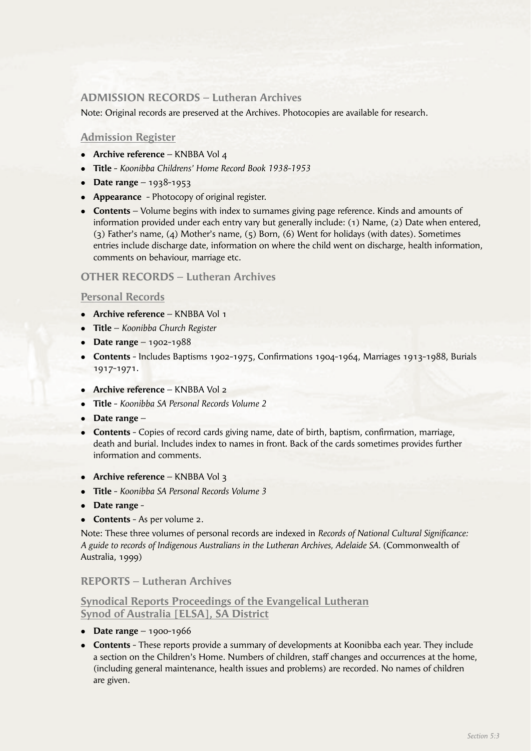## ADMISSION RECORDS – Lutheran Archives

Note: Original records are preserved at the Archives. Photocopies are available for research.

### Admission Register

- **Archive reference** – KNBBA Vol 4
- **Title** - *Koonibba Childrens' Home Record Book 1938-1953*
- **Date range** – 1938-1953
- **Appearance** - Photocopy of original register.
- **Contents** – Volume begins with index to surnames giving page reference. Kinds and amounts of information provided under each entry vary but generally include: (1) Name, (2) Date when entered, (3) Father's name, (4) Mother's name, (5) Born, (6) Went for holidays (with dates). Sometimes entries include discharge date, information on where the child went on discharge, health information, comments on behaviour, marriage etc.

## OTHER RECORDS – Lutheran Archives

### Personal Records

- **Archive reference** – KNBBA Vol 1
- **Title** – *Koonibba Church Register*
- **Date range** – 1902-1988
- **Contents** - Includes Baptisms 1902-1975, Confirmations 1904-1964, Marriages 1913-1988, Burials 1917-1971.

- **Archive reference** – KNBBA Vol 2
- **Title** - *Koonibba SA Personal Records Volume 2*
- **Date range** –
- **Contents** - Copies of record cards giving name, date of birth, baptism, confirmation, marriage, death and burial. Includes index to names in front. Back of the cards sometimes provides further information and comments.

- **Archive reference** – KNBBA Vol 3
- **Title** - *Koonibba SA Personal Records Volume 3*
- **Date range** -
- **Contents** - As per volume 2.

Note: These three volumes of personal records are indexed in *Records of National Cultural Significance: A guide to records of Indigenous Australians in the Lutheran Archives, Adelaide SA.* (Commonwealth of Australia, 1999)

## REPORTS – Lutheran Archives

### Synodical Reports Proceedings of the Evangelical Lutheran Synod of Australia [ELSA], SA District

- **Date range** – 1900-1966
- **Contents** - These reports provide a summary of developments at Koonibba each year. They include a section on the Children's Home. Numbers of children, staff changes and occurrences at the home, (including general maintenance, health issues and problems) are recorded. No names of children are given.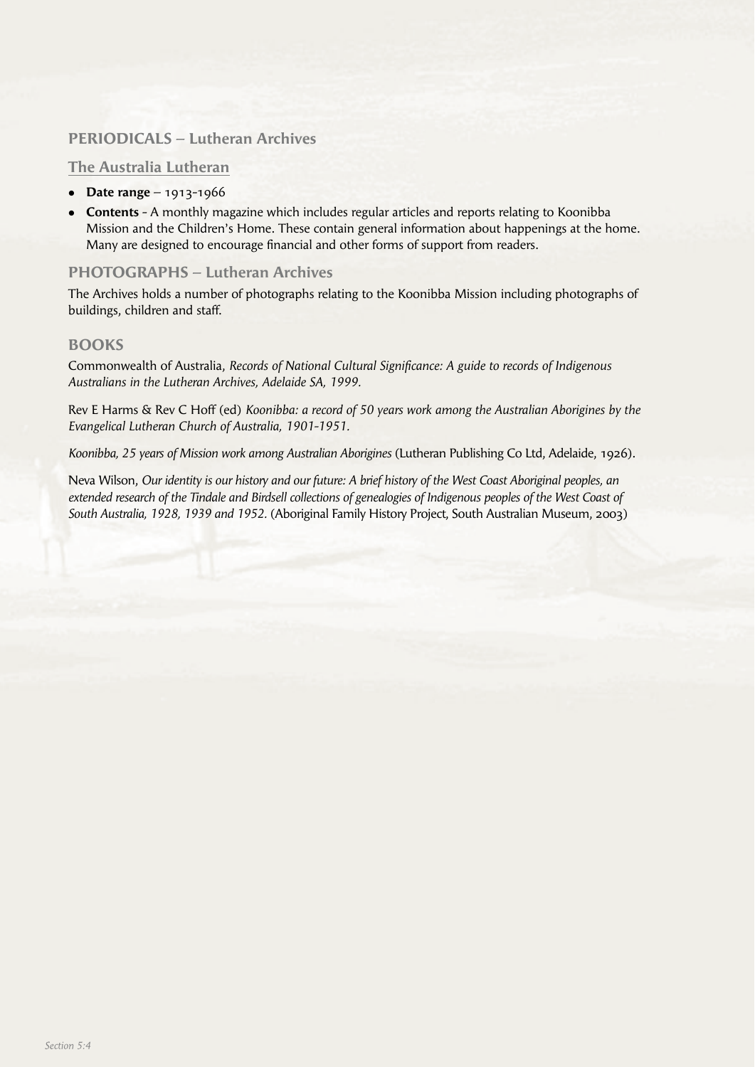## PERIODICALS – Lutheran Archives

### The Australia Lutheran

- **Date range** – 1913-1966
- **Contents** - A monthly magazine which includes regular articles and reports relating to Koonibba Mission and the Children's Home. These contain general information about happenings at the home. Many are designed to encourage financial and other forms of support from readers.

## PHOTOGRAPHS – Lutheran Archives

The Archives holds a number of photographs relating to the Koonibba Mission including photographs of buildings, children and staff.

## BOOKS

Commonwealth of Australia, *Records of National Cultural Significance: A guide to records of Indigenous Australians in the Lutheran Archives, Adelaide SA, 1999.*

Rev E Harms & Rev C Hoff (ed) *Koonibba: a record of 50 years work among the Australian Aborigines by the Evangelical Lutheran Church of Australia, 1901-1951.*

*Koonibba, 25 years of Mission work among Australian Aborigines* (Lutheran Publishing Co Ltd, Adelaide, 1926).

Neva Wilson, *Our identity is our history and our future: A brief history of the West Coast Aboriginal peoples, an extended research of the Tindale and Birdsell collections of genealogies of Indigenous peoples of the West Coast of South Australia, 1928, 1939 and 1952.* (Aboriginal Family History Project, South Australian Museum, 2003)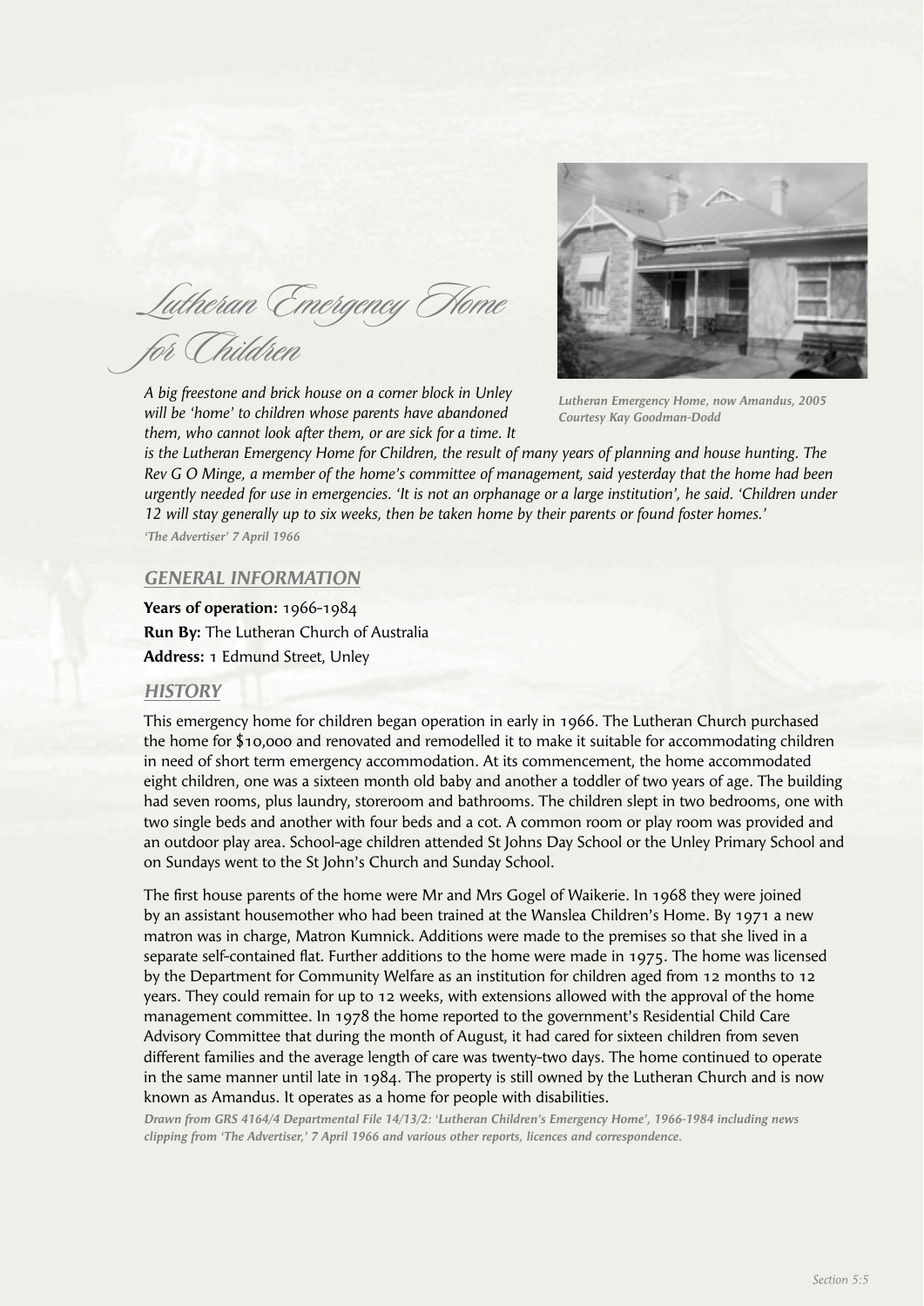# Lutheran Emergency Home for Children

Lutheran Emergency Home, now Amandus, 2005
Courtesy Kay Goodman-Dodd

*A big freestone and brick house on a corner block in Unley will be 'home' to children whose parents have abandoned them, who cannot look after them, or are sick for a time. It is the Lutheran Emergency Home for Children, the result of many years of planning and house hunting. The Rev G O Minge, a member of the home's committee of management, said yesterday that the home had been urgently needed for use in emergencies. 'It is not an orphanage or a large institution', he said. 'Children under 12 will stay generally up to six weeks, then be taken home by their parents or found foster homes.'*

*'The Advertiser' 7 April 1966*

## GENERAL INFORMATION

**Years of operation:** 1966-1984
**Run By:** The Lutheran Church of Australia
**Address:** 1 Edmund Street, Unley

## HISTORY

This emergency home for children began operation in early in 1966. The Lutheran Church purchased the home for $10,000 and renovated and remodelled it to make it suitable for accommodating children in need of short term emergency accommodation. At its commencement, the home accommodated eight children, one was a sixteen month old baby and another a toddler of two years of age. The building had seven rooms, plus laundry, storeroom and bathrooms. The children slept in two bedrooms, one with two single beds and another with four beds and a cot. A common room or play room was provided and an outdoor play area. School-age children attended St Johns Day School or the Unley Primary School and on Sundays went to the St John's Church and Sunday School.

The first house parents of the home were Mr and Mrs Gogel of Waikerie. In 1968 they were joined by an assistant housemother who had been trained at the Wanslea Children's Home. By 1971 a new matron was in charge, Matron Kumnick. Additions were made to the premises so that she lived in a separate self-contained flat. Further additions to the home were made in 1975. The home was licensed by the Department for Community Welfare as an institution for children aged from 12 months to 12 years. They could remain for up to 12 weeks, with extensions allowed with the approval of the home management committee. In 1978 the home reported to the government's Residential Child Care Advisory Committee that during the month of August, it had cared for sixteen children from seven different families and the average length of care was twenty-two days. The home continued to operate in the same manner until late in 1984. The property is still owned by the Lutheran Church and is now known as Amandus. It operates as a home for people with disabilities.

*Drawn from GRS 4164/4 Departmental File 14/13/2: 'Lutheran Children's Emergency Home', 1966-1984 including news clipping from 'The Advertiser,' 7 April 1966 and various other reports, licences and correspondence.*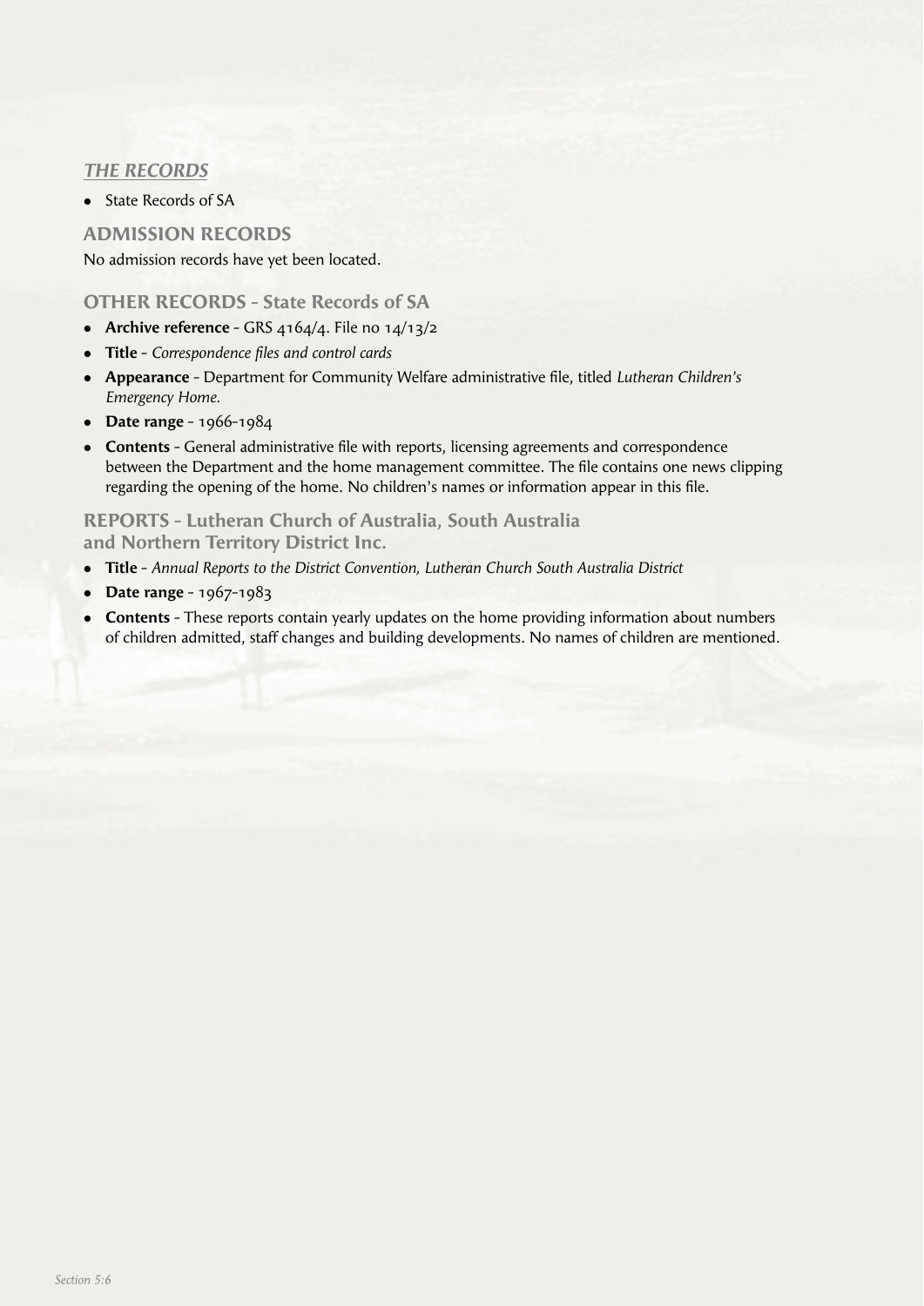## *THE RECORDS*

- State Records of SA

### ADMISSION RECORDS

No admission records have yet been located.

### OTHER RECORDS - State Records of SA

- **Archive reference** - GRS 4164/4. File no 14/13/2
- **Title** - *Correspondence files and control cards*
- **Appearance** - Department for Community Welfare administrative file, titled *Lutheran Children's Emergency Home.*
- **Date range** - 1966-1984
- **Contents** - General administrative file with reports, licensing agreements and correspondence between the Department and the home management committee. The file contains one news clipping regarding the opening of the home. No children's names or information appear in this file.

### REPORTS - Lutheran Church of Australia, South Australia and Northern Territory District Inc.

- **Title** - *Annual Reports to the District Convention, Lutheran Church South Australia District*
- **Date range** - 1967-1983
- **Contents** - These reports contain yearly updates on the home providing information about numbers of children admitted, staff changes and building developments. No names of children are mentioned.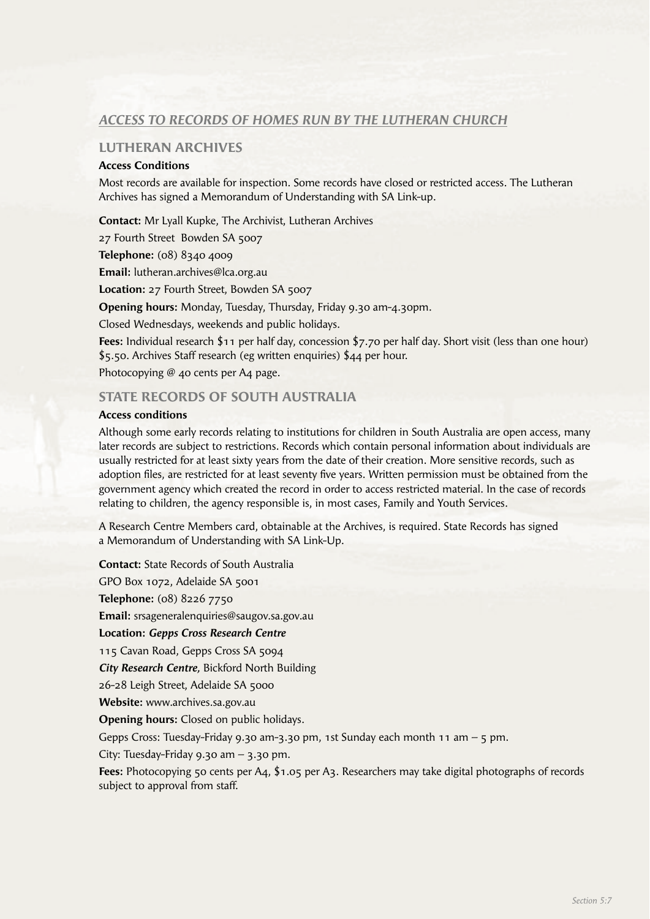## *ACCESS TO RECORDS OF HOMES RUN BY THE LUTHERAN CHURCH*

### LUTHERAN ARCHIVES

**Access Conditions**

Most records are available for inspection. Some records have closed or restricted access. The Lutheran Archives has signed a Memorandum of Understanding with SA Link-up.

**Contact:** Mr Lyall Kupke, The Archivist, Lutheran Archives

27 Fourth Street Bowden SA 5007

**Telephone:** (08) 8340 4009

**Email:** lutheran.archives@lca.org.au

**Location:** 27 Fourth Street, Bowden SA 5007

**Opening hours:** Monday, Tuesday, Thursday, Friday 9.30 am-4.30pm.

Closed Wednesdays, weekends and public holidays.

**Fees:** Individual research $11 per half day, concession $7.70 per half day. Short visit (less than one hour) $5.50. Archives Staff research (eg written enquiries) $44 per hour.

Photocopying @ 40 cents per A4 page.

### STATE RECORDS OF SOUTH AUSTRALIA

**Access conditions**

Although some early records relating to institutions for children in South Australia are open access, many later records are subject to restrictions. Records which contain personal information about individuals are usually restricted for at least sixty years from the date of their creation. More sensitive records, such as adoption files, are restricted for at least seventy five years. Written permission must be obtained from the government agency which created the record in order to access restricted material. In the case of records relating to children, the agency responsible is, in most cases, Family and Youth Services.

A Research Centre Members card, obtainable at the Archives, is required. State Records has signed a Memorandum of Understanding with SA Link-Up.

**Contact:** State Records of South Australia

GPO Box 1072, Adelaide SA 5001

**Telephone:** (08) 8226 7750

**Email:** srsageneralenquiries@saugov.sa.gov.au

**Location:** ***Gepps Cross Research Centre***

115 Cavan Road, Gepps Cross SA 5094

***City Research Centre,*** Bickford North Building

26-28 Leigh Street, Adelaide SA 5000

**Website:** www.archives.sa.gov.au

**Opening hours:** Closed on public holidays.

Gepps Cross: Tuesday-Friday 9.30 am-3.30 pm, 1st Sunday each month 11 am – 5 pm.

City: Tuesday-Friday 9.30 am – 3.30 pm.

**Fees:** Photocopying 50 cents per A4, $1.05 per A3. Researchers may take digital photographs of records subject to approval from staff.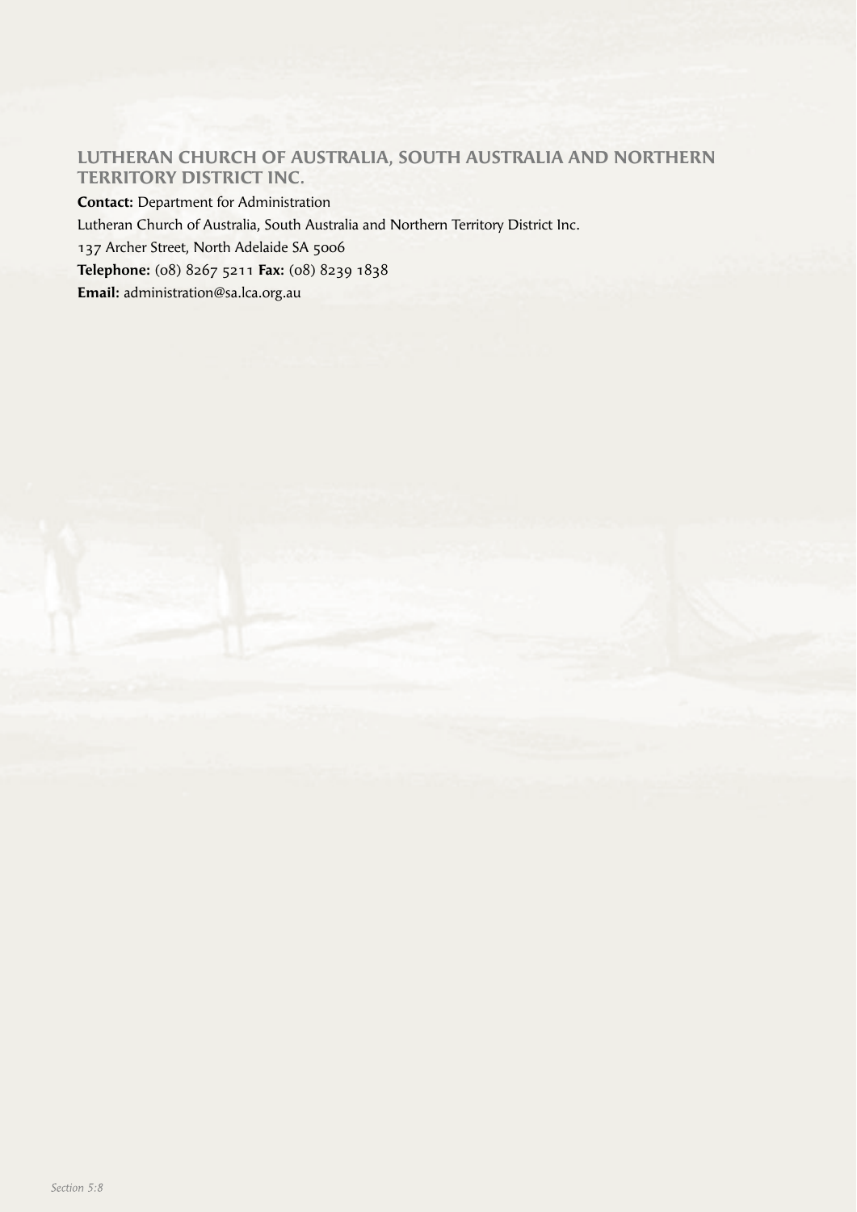## LUTHERAN CHURCH OF AUSTRALIA, SOUTH AUSTRALIA AND NORTHERN TERRITORY DISTRICT INC.

**Contact:** Department for Administration

Lutheran Church of Australia, South Australia and Northern Territory District Inc.

137 Archer Street, North Adelaide SA 5006

**Telephone:** (08) 8267 5211 **Fax:** (08) 8239 1838

**Email:** administration@sa.lca.org.au